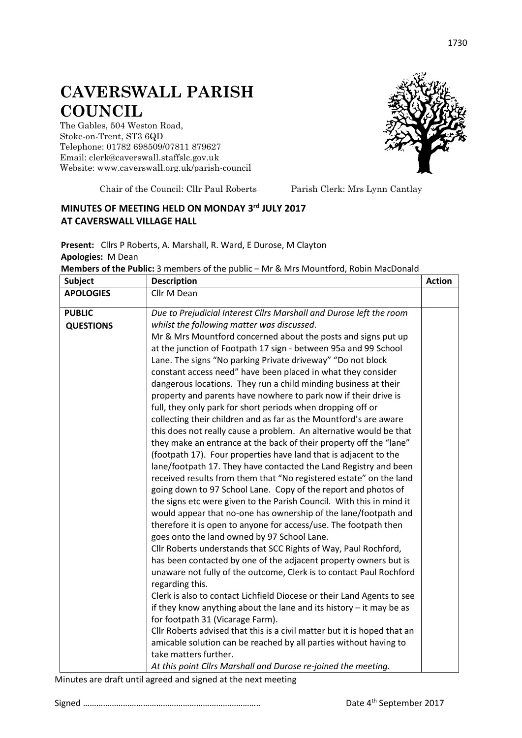# CAVERSWALL PARISH COUNCIL

The Gables, 504 Weston Road,
Stoke-on-Trent, ST3 6QD
Telephone: 01782 698509/07811 879627
Email: clerk@caverswall.staffslc.gov.uk
Website: www.caverswall.org.uk/parish-council

Chair of the Council: Cllr Paul Roberts    Parish Clerk: Mrs Lynn Cantlay

## MINUTES OF MEETING HELD ON MONDAY 3rd JULY 2017 AT CAVERSWALL VILLAGE HALL

**Present:** Cllrs P Roberts, A. Marshall, R. Ward, E Durose, M Clayton
**Apologies:** M Dean
**Members of the Public:** 3 members of the public – Mr & Mrs Mountford, Robin MacDonald

| Subject | Description | Action |
|---|---|---|
| **APOLOGIES** | Cllr M Dean | |
| **PUBLIC QUESTIONS** | *Due to Prejudicial Interest Cllrs Marshall and Durose left the room whilst the following matter was discussed.*<br>Mr & Mrs Mountford concerned about the posts and signs put up at the junction of Footpath 17 sign - between 95a and 99 School Lane. The signs "No parking Private driveway" "Do not block constant access need" have been placed in what they consider dangerous locations. They run a child minding business at their property and parents have nowhere to park now if their drive is full, they only park for short periods when dropping off or collecting their children and as far as the Mountford's are aware this does not really cause a problem. An alternative would be that they make an entrance at the back of their property off the "lane" (footpath 17). Four properties have land that is adjacent to the lane/footpath 17. They have contacted the Land Registry and been received results from them that "No registered estate" on the land going down to 97 School Lane. Copy of the report and photos of the signs etc were given to the Parish Council. With this in mind it would appear that no-one has ownership of the lane/footpath and therefore it is open to anyone for access/use. The footpath then goes onto the land owned by 97 School Lane.<br>Cllr Roberts understands that SCC Rights of Way, Paul Rochford, has been contacted by one of the adjacent property owners but is unaware not fully of the outcome, Clerk is to contact Paul Rochford regarding this.<br>Clerk is also to contact Lichfield Diocese or their Land Agents to see if they know anything about the lane and its history – it may be as for footpath 31 (Vicarage Farm).<br>Cllr Roberts advised that this is a civil matter but it is hoped that an amicable solution can be reached by all parties without having to take matters further.<br>*At this point Cllrs Marshall and Durose re-joined the meeting.* | |

Minutes are draft until agreed and signed at the next meeting

Signed ………………………………………………………………….. Date 4th September 2017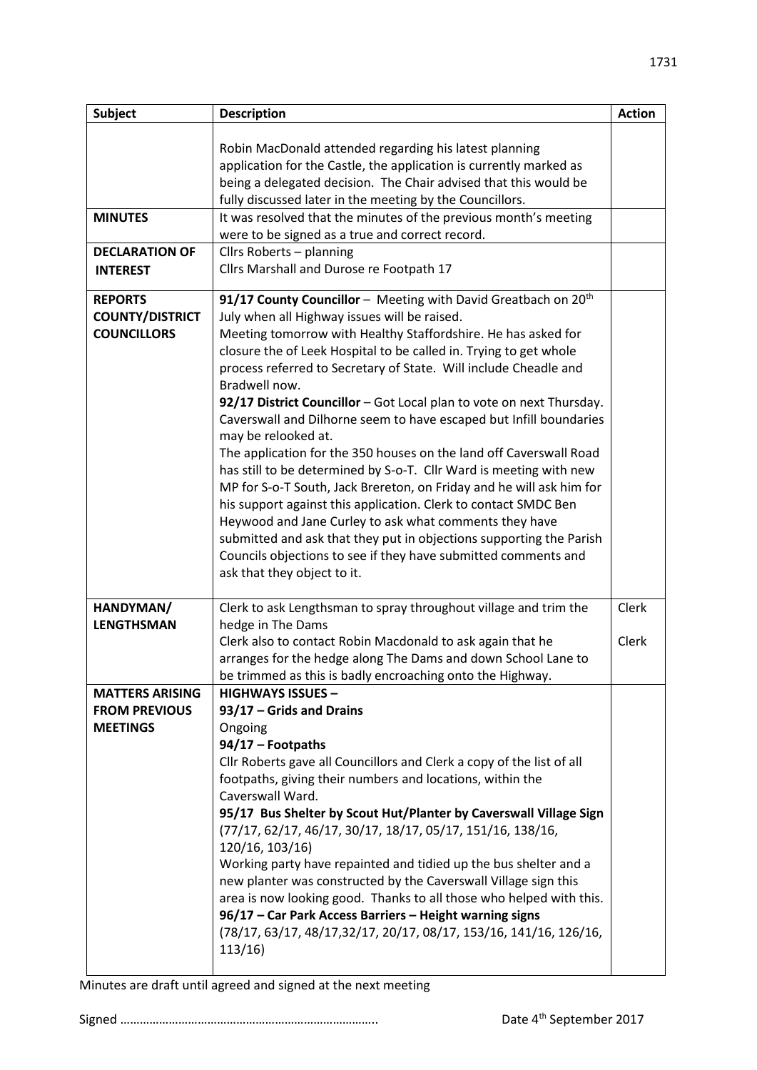| Subject | Description | Action |
|---|---|---|
| | Robin MacDonald attended regarding his latest planning application for the Castle, the application is currently marked as being a delegated decision. The Chair advised that this would be fully discussed later in the meeting by the Councillors. | |
| **MINUTES** | It was resolved that the minutes of the previous month's meeting were to be signed as a true and correct record. | |
| **DECLARATION OF INTEREST** | Cllrs Roberts – planning<br>Cllrs Marshall and Durose re Footpath 17 | |
| **REPORTS COUNTY/DISTRICT COUNCILLORS** | **91/17 County Councillor** – Meeting with David Greatbach on 20th July when all Highway issues will be raised.<br>Meeting tomorrow with Healthy Staffordshire. He has asked for closure the of Leek Hospital to be called in. Trying to get whole process referred to Secretary of State. Will include Cheadle and Bradwell now.<br>**92/17 District Councillor** – Got Local plan to vote on next Thursday. Caverswall and Dilhorne seem to have escaped but Infill boundaries may be relooked at.<br>The application for the 350 houses on the land off Caverswall Road has still to be determined by S-o-T. Cllr Ward is meeting with new MP for S-o-T South, Jack Brereton, on Friday and he will ask him for his support against this application. Clerk to contact SMDC Ben Heywood and Jane Curley to ask what comments they have submitted and ask that they put in objections supporting the Parish Councils objections to see if they have submitted comments and ask that they object to it. | |
| **HANDYMAN/ LENGTHSMAN** | Clerk to ask Lengthsman to spray throughout village and trim the hedge in The Dams<br>Clerk also to contact Robin Macdonald to ask again that he arranges for the hedge along The Dams and down School Lane to be trimmed as this is badly encroaching onto the Highway. | Clerk<br><br>Clerk |
| **MATTERS ARISING FROM PREVIOUS MEETINGS** | **HIGHWAYS ISSUES –**<br>**93/17 – Grids and Drains**<br>Ongoing<br>**94/17 – Footpaths**<br>Cllr Roberts gave all Councillors and Clerk a copy of the list of all footpaths, giving their numbers and locations, within the Caverswall Ward.<br>**95/17 Bus Shelter by Scout Hut/Planter by Caverswall Village Sign** (77/17, 62/17, 46/17, 30/17, 18/17, 05/17, 151/16, 138/16, 120/16, 103/16)<br>Working party have repainted and tidied up the bus shelter and a new planter was constructed by the Caverswall Village sign this area is now looking good. Thanks to all those who helped with this.<br>**96/17 – Car Park Access Barriers – Height warning signs** (78/17, 63/17, 48/17,32/17, 20/17, 08/17, 153/16, 141/16, 126/16, 113/16) | |

Minutes are draft until agreed and signed at the next meeting

Signed ………………………………………………………………….. Date 4th September 2017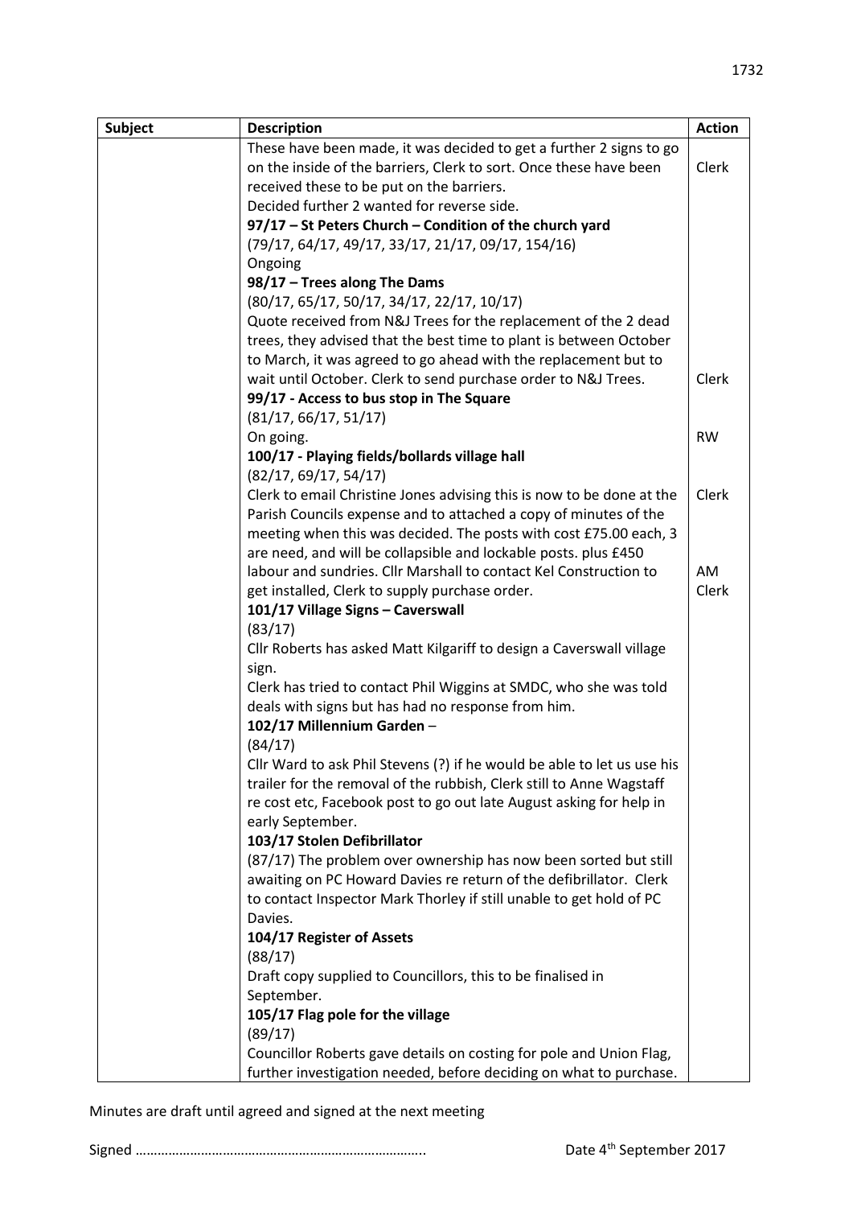| Subject | Description | Action |
|---|---|---|
| | These have been made, it was decided to get a further 2 signs to go on the inside of the barriers, Clerk to sort. Once these have been received these to be put on the barriers. | Clerk |
| | Decided further 2 wanted for reverse side. | |
| | **97/17 – St Peters Church – Condition of the church yard** | |
| | (79/17, 64/17, 49/17, 33/17, 21/17, 09/17, 154/16) | |
| | Ongoing | |
| | **98/17 – Trees along The Dams** | |
| | (80/17, 65/17, 50/17, 34/17, 22/17, 10/17) | |
| | Quote received from N&J Trees for the replacement of the 2 dead trees, they advised that the best time to plant is between October to March, it was agreed to go ahead with the replacement but to wait until October. Clerk to send purchase order to N&J Trees. | Clerk |
| | **99/17 - Access to bus stop in The Square** | |
| | (81/17, 66/17, 51/17) | |
| | On going. | RW |
| | **100/17 - Playing fields/bollards village hall** | |
| | (82/17, 69/17, 54/17) | |
| | Clerk to email Christine Jones advising this is now to be done at the Parish Councils expense and to attached a copy of minutes of the meeting when this was decided. The posts with cost £75.00 each, 3 are need, and will be collapsible and lockable posts. plus £450 labour and sundries. Cllr Marshall to contact Kel Construction to get installed, Clerk to supply purchase order. | Clerk<br>AM<br>Clerk |
| | **101/17 Village Signs – Caverswall** | |
| | (83/17) | |
| | Cllr Roberts has asked Matt Kilgariff to design a Caverswall village sign. | |
| | Clerk has tried to contact Phil Wiggins at SMDC, who she was told deals with signs but has had no response from him. | |
| | **102/17 Millennium Garden** – | |
| | (84/17) | |
| | Cllr Ward to ask Phil Stevens (?) if he would be able to let us use his trailer for the removal of the rubbish, Clerk still to Anne Wagstaff re cost etc, Facebook post to go out late August asking for help in early September. | |
| | **103/17 Stolen Defibrillator** | |
| | (87/17) The problem over ownership has now been sorted but still awaiting on PC Howard Davies re return of the defibrillator. Clerk to contact Inspector Mark Thorley if still unable to get hold of PC Davies. | |
| | **104/17 Register of Assets** | |
| | (88/17) | |
| | Draft copy supplied to Councillors, this to be finalised in September. | |
| | **105/17 Flag pole for the village** | |
| | (89/17) | |
| | Councillor Roberts gave details on costing for pole and Union Flag, further investigation needed, before deciding on what to purchase. | |

Minutes are draft until agreed and signed at the next meeting

Signed …………………………………………………………………..     Date 4th September 2017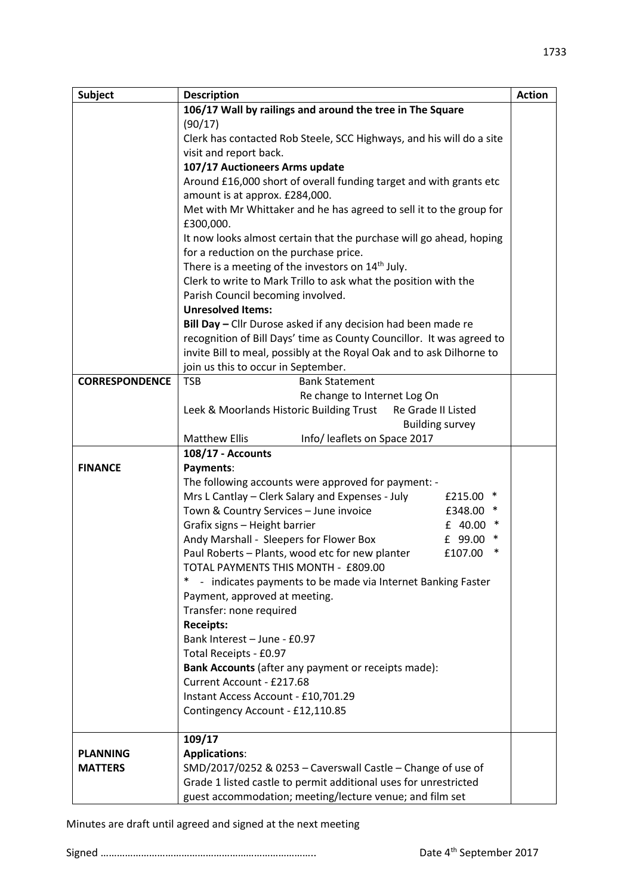| Subject | Description | Action |
|---|---|---|
| | **106/17 Wall by railings and around the tree in The Square** (90/17)<br>Clerk has contacted Rob Steele, SCC Highways, and his will do a site visit and report back.<br>**107/17 Auctioneers Arms update**<br>Around £16,000 short of overall funding target and with grants etc amount is at approx. £284,000.<br>Met with Mr Whittaker and he has agreed to sell it to the group for £300,000.<br>It now looks almost certain that the purchase will go ahead, hoping for a reduction on the purchase price.<br>There is a meeting of the investors on 14th July.<br>Clerk to write to Mark Trillo to ask what the position with the Parish Council becoming involved.<br>**Unresolved Items:**<br>**Bill Day –** Cllr Durose asked if any decision had been made re recognition of Bill Days' time as County Councillor. It was agreed to invite Bill to meal, possibly at the Royal Oak and to ask Dilhorne to join us this to occur in September. | |
| **CORRESPONDENCE** | TSB — Bank Statement<br>Re change to Internet Log On<br>Leek & Moorlands Historic Building Trust — Re Grade II Listed Building survey<br>Matthew Ellis — Info/ leaflets on Space 2017 | |
| **FINANCE** | **108/17 - Accounts**<br>**Payments**:<br>The following accounts were approved for payment: -<br>Mrs L Cantlay – Clerk Salary and Expenses - July £215.00 *<br>Town & Country Services – June invoice £348.00 *<br>Grafix signs – Height barrier £ 40.00 *<br>Andy Marshall - Sleepers for Flower Box £ 99.00 *<br>Paul Roberts – Plants, wood etc for new planter £107.00 *<br>TOTAL PAYMENTS THIS MONTH - £809.00<br>* - indicates payments to be made via Internet Banking Faster Payment, approved at meeting.<br>Transfer: none required<br>**Receipts:**<br>Bank Interest – June - £0.97<br>Total Receipts - £0.97<br>**Bank Accounts** (after any payment or receipts made):<br>Current Account - £217.68<br>Instant Access Account - £10,701.29<br>Contingency Account - £12,110.85 | |
| **PLANNING MATTERS** | **109/17**<br>**Applications**:<br>SMD/2017/0252 & 0253 – Caverswall Castle – Change of use of Grade 1 listed castle to permit additional uses for unrestricted guest accommodation; meeting/lecture venue; and film set | |

Minutes are draft until agreed and signed at the next meeting

Signed ……………………………………………………………….. Date 4th September 2017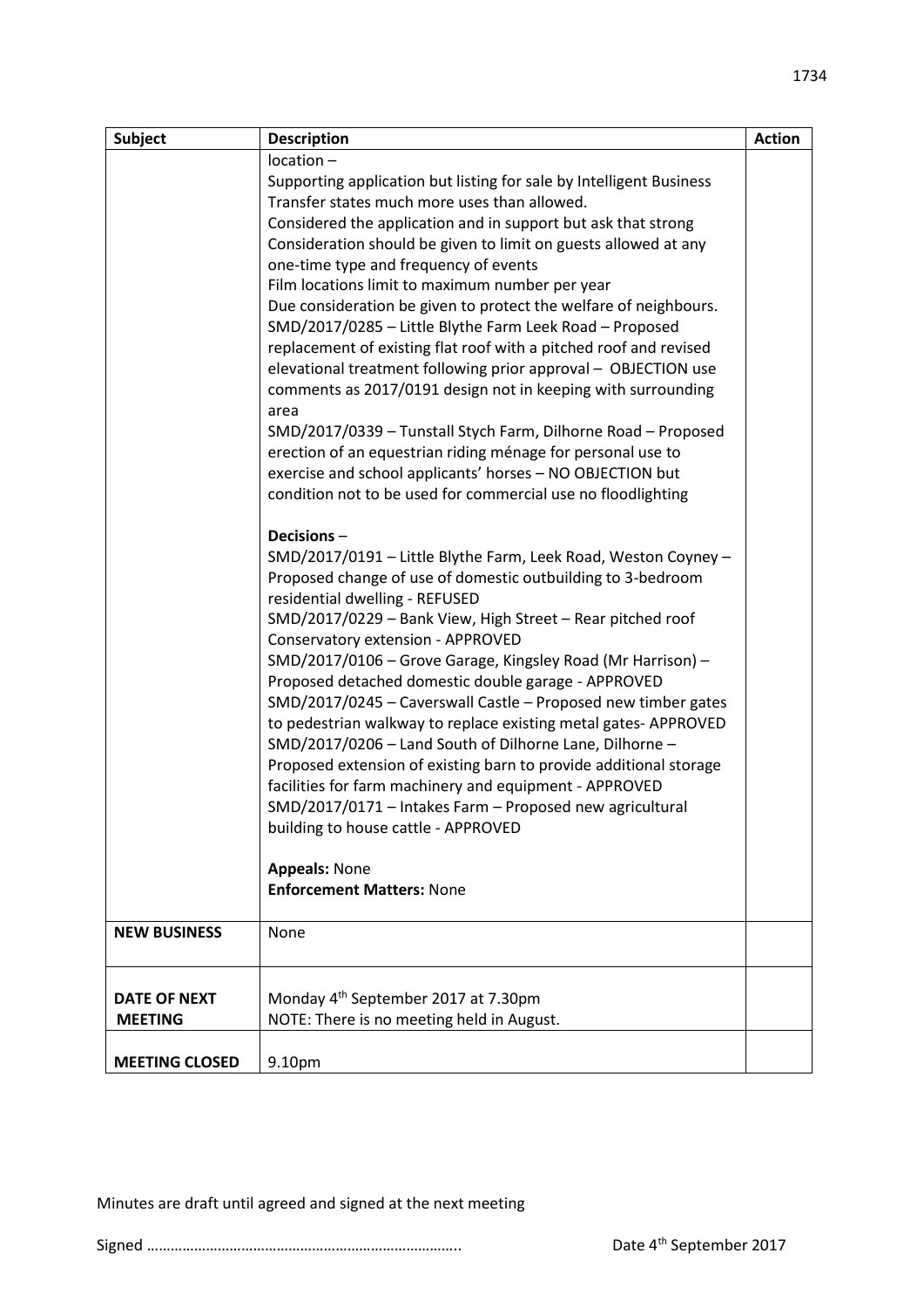| Subject | Description | Action |
|---|---|---|
| | location –<br>Supporting application but listing for sale by Intelligent Business Transfer states much more uses than allowed.<br>Considered the application and in support but ask that strong Consideration should be given to limit on guests allowed at any one-time type and frequency of events<br>Film locations limit to maximum number per year<br>Due consideration be given to protect the welfare of neighbours.<br>SMD/2017/0285 – Little Blythe Farm Leek Road – Proposed replacement of existing flat roof with a pitched roof and revised elevational treatment following prior approval – OBJECTION use comments as 2017/0191 design not in keeping with surrounding area<br>SMD/2017/0339 – Tunstall Stych Farm, Dilhorne Road – Proposed erection of an equestrian riding ménage for personal use to exercise and school applicants' horses – NO OBJECTION but condition not to be used for commercial use no floodlighting<br><br>**Decisions** –<br>SMD/2017/0191 – Little Blythe Farm, Leek Road, Weston Coyney – Proposed change of use of domestic outbuilding to 3-bedroom residential dwelling - REFUSED<br>SMD/2017/0229 – Bank View, High Street – Rear pitched roof Conservatory extension - APPROVED<br>SMD/2017/0106 – Grove Garage, Kingsley Road (Mr Harrison) – Proposed detached domestic double garage - APPROVED<br>SMD/2017/0245 – Caverswall Castle – Proposed new timber gates to pedestrian walkway to replace existing metal gates- APPROVED<br>SMD/2017/0206 – Land South of Dilhorne Lane, Dilhorne – Proposed extension of existing barn to provide additional storage facilities for farm machinery and equipment - APPROVED<br>SMD/2017/0171 – Intakes Farm – Proposed new agricultural building to house cattle - APPROVED<br><br>**Appeals:** None<br>**Enforcement Matters:** None | |
| **NEW BUSINESS** | None | |
| **DATE OF NEXT MEETING** | Monday 4th September 2017 at 7.30pm<br>NOTE: There is no meeting held in August. | |
| **MEETING CLOSED** | 9.10pm | |

Minutes are draft until agreed and signed at the next meeting

Signed …………………………………………………………………..  Date 4th September 2017